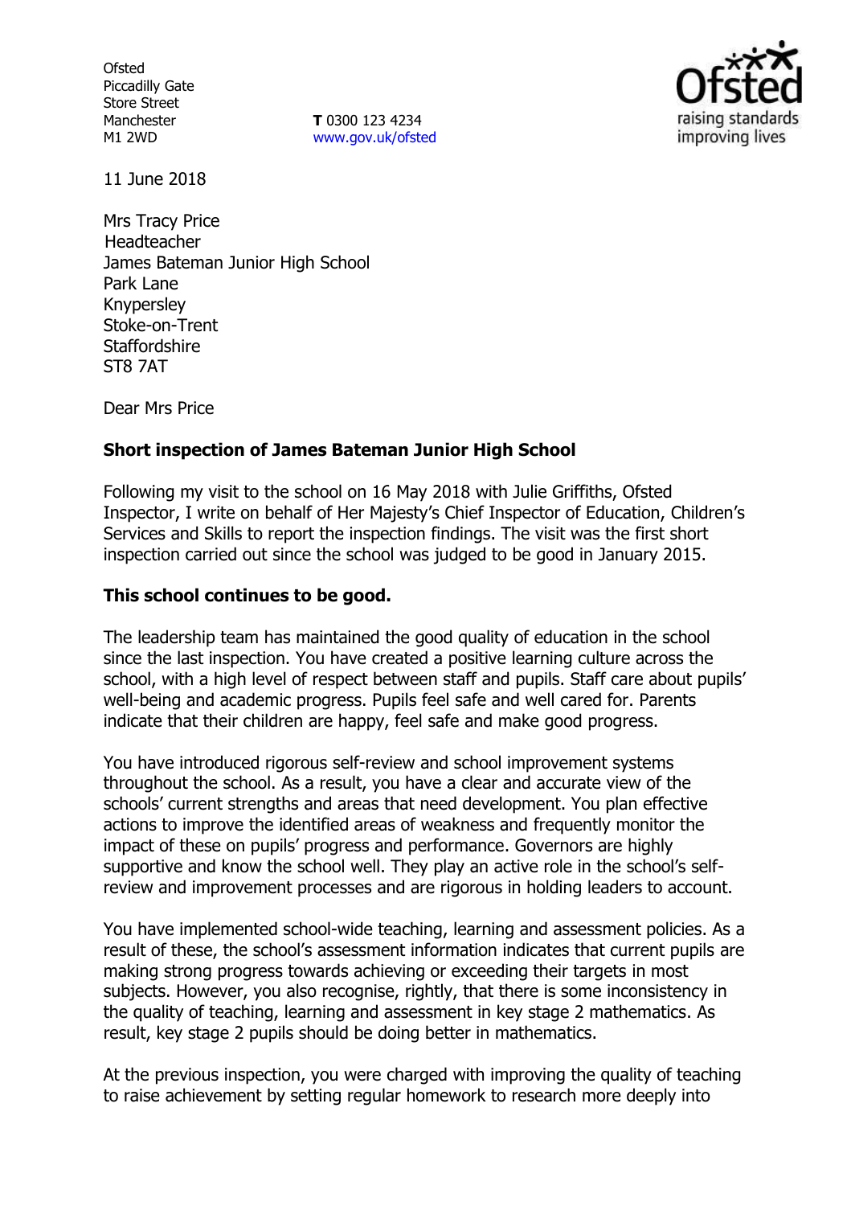Ofsted
Piccadilly Gate
Store Street
Manchester
M1 2WD

**T** 0300 123 4234
www.gov.uk/ofsted

11 June 2018

Mrs Tracy Price
Headteacher
James Bateman Junior High School
Park Lane
Knypersley
Stoke-on-Trent
Staffordshire
ST8 7AT

Dear Mrs Price

**Short inspection of James Bateman Junior High School**

Following my visit to the school on 16 May 2018 with Julie Griffiths, Ofsted Inspector, I write on behalf of Her Majesty's Chief Inspector of Education, Children's Services and Skills to report the inspection findings. The visit was the first short inspection carried out since the school was judged to be good in January 2015.

**This school continues to be good.**

The leadership team has maintained the good quality of education in the school since the last inspection. You have created a positive learning culture across the school, with a high level of respect between staff and pupils. Staff care about pupils' well-being and academic progress. Pupils feel safe and well cared for. Parents indicate that their children are happy, feel safe and make good progress.

You have introduced rigorous self-review and school improvement systems throughout the school. As a result, you have a clear and accurate view of the schools' current strengths and areas that need development. You plan effective actions to improve the identified areas of weakness and frequently monitor the impact of these on pupils' progress and performance. Governors are highly supportive and know the school well. They play an active role in the school's self-review and improvement processes and are rigorous in holding leaders to account.

You have implemented school-wide teaching, learning and assessment policies. As a result of these, the school's assessment information indicates that current pupils are making strong progress towards achieving or exceeding their targets in most subjects. However, you also recognise, rightly, that there is some inconsistency in the quality of teaching, learning and assessment in key stage 2 mathematics. As result, key stage 2 pupils should be doing better in mathematics.

At the previous inspection, you were charged with improving the quality of teaching to raise achievement by setting regular homework to research more deeply into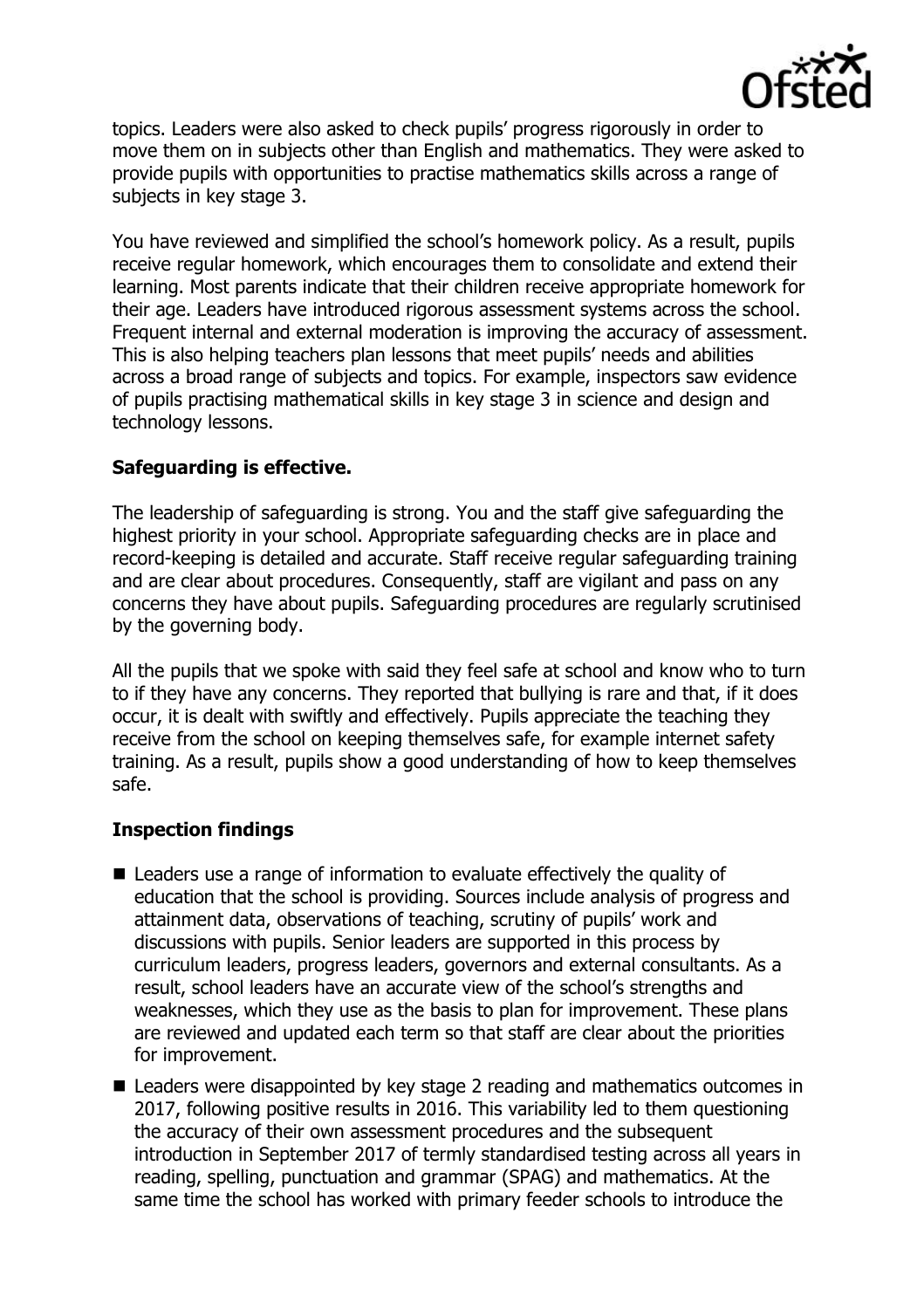topics. Leaders were also asked to check pupils' progress rigorously in order to move them on in subjects other than English and mathematics. They were asked to provide pupils with opportunities to practise mathematics skills across a range of subjects in key stage 3.

You have reviewed and simplified the school's homework policy. As a result, pupils receive regular homework, which encourages them to consolidate and extend their learning. Most parents indicate that their children receive appropriate homework for their age. Leaders have introduced rigorous assessment systems across the school. Frequent internal and external moderation is improving the accuracy of assessment. This is also helping teachers plan lessons that meet pupils' needs and abilities across a broad range of subjects and topics. For example, inspectors saw evidence of pupils practising mathematical skills in key stage 3 in science and design and technology lessons.

## Safeguarding is effective.

The leadership of safeguarding is strong. You and the staff give safeguarding the highest priority in your school. Appropriate safeguarding checks are in place and record-keeping is detailed and accurate. Staff receive regular safeguarding training and are clear about procedures. Consequently, staff are vigilant and pass on any concerns they have about pupils. Safeguarding procedures are regularly scrutinised by the governing body.

All the pupils that we spoke with said they feel safe at school and know who to turn to if they have any concerns. They reported that bullying is rare and that, if it does occur, it is dealt with swiftly and effectively. Pupils appreciate the teaching they receive from the school on keeping themselves safe, for example internet safety training. As a result, pupils show a good understanding of how to keep themselves safe.

## Inspection findings

- Leaders use a range of information to evaluate effectively the quality of education that the school is providing. Sources include analysis of progress and attainment data, observations of teaching, scrutiny of pupils' work and discussions with pupils. Senior leaders are supported in this process by curriculum leaders, progress leaders, governors and external consultants. As a result, school leaders have an accurate view of the school's strengths and weaknesses, which they use as the basis to plan for improvement. These plans are reviewed and updated each term so that staff are clear about the priorities for improvement.
- Leaders were disappointed by key stage 2 reading and mathematics outcomes in 2017, following positive results in 2016. This variability led to them questioning the accuracy of their own assessment procedures and the subsequent introduction in September 2017 of termly standardised testing across all years in reading, spelling, punctuation and grammar (SPAG) and mathematics. At the same time the school has worked with primary feeder schools to introduce the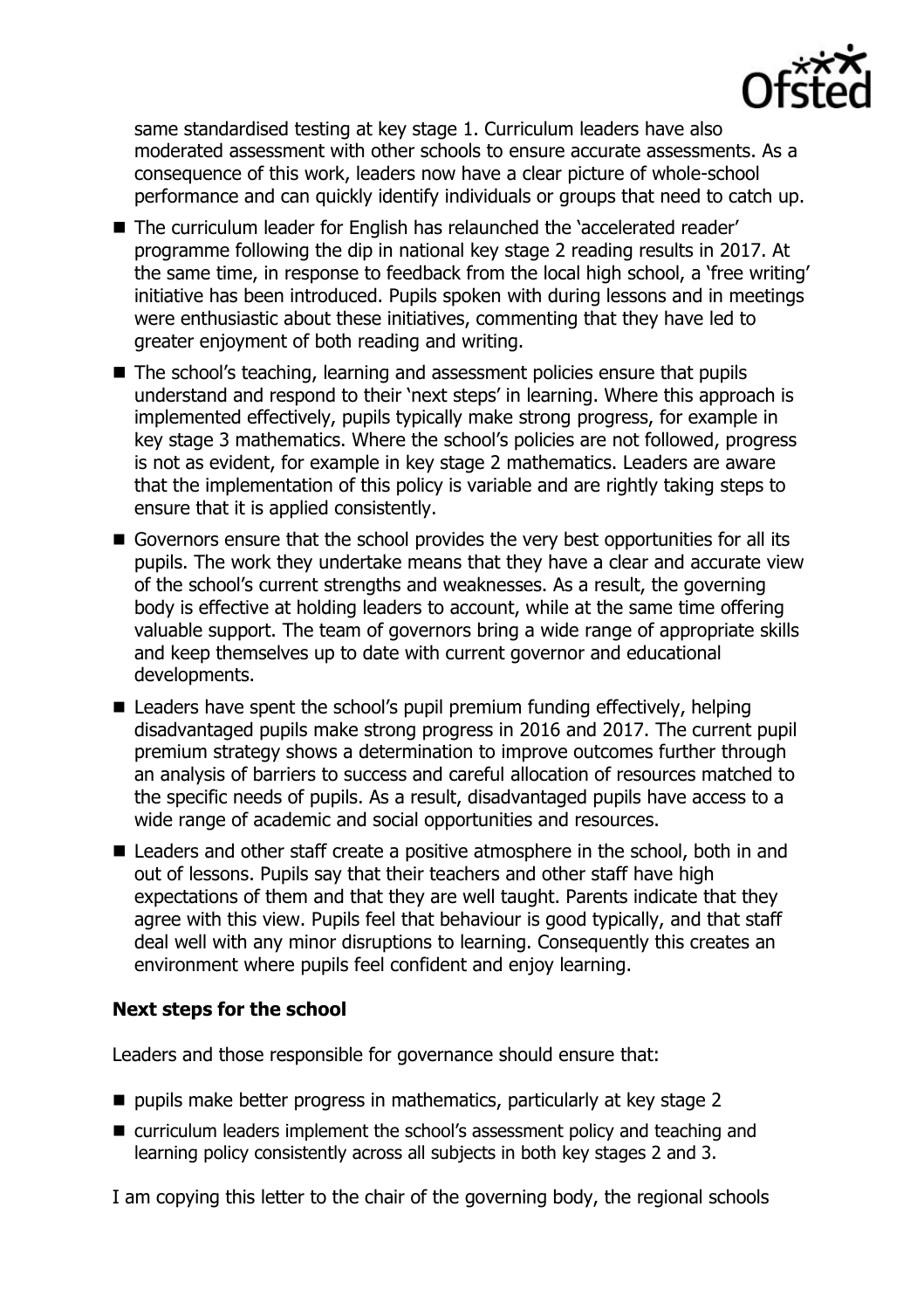same standardised testing at key stage 1. Curriculum leaders have also moderated assessment with other schools to ensure accurate assessments. As a consequence of this work, leaders now have a clear picture of whole-school performance and can quickly identify individuals or groups that need to catch up.

- The curriculum leader for English has relaunched the 'accelerated reader' programme following the dip in national key stage 2 reading results in 2017. At the same time, in response to feedback from the local high school, a 'free writing' initiative has been introduced. Pupils spoken with during lessons and in meetings were enthusiastic about these initiatives, commenting that they have led to greater enjoyment of both reading and writing.
- The school's teaching, learning and assessment policies ensure that pupils understand and respond to their 'next steps' in learning. Where this approach is implemented effectively, pupils typically make strong progress, for example in key stage 3 mathematics. Where the school's policies are not followed, progress is not as evident, for example in key stage 2 mathematics. Leaders are aware that the implementation of this policy is variable and are rightly taking steps to ensure that it is applied consistently.
- Governors ensure that the school provides the very best opportunities for all its pupils. The work they undertake means that they have a clear and accurate view of the school's current strengths and weaknesses. As a result, the governing body is effective at holding leaders to account, while at the same time offering valuable support. The team of governors bring a wide range of appropriate skills and keep themselves up to date with current governor and educational developments.
- Leaders have spent the school's pupil premium funding effectively, helping disadvantaged pupils make strong progress in 2016 and 2017. The current pupil premium strategy shows a determination to improve outcomes further through an analysis of barriers to success and careful allocation of resources matched to the specific needs of pupils. As a result, disadvantaged pupils have access to a wide range of academic and social opportunities and resources.
- Leaders and other staff create a positive atmosphere in the school, both in and out of lessons. Pupils say that their teachers and other staff have high expectations of them and that they are well taught. Parents indicate that they agree with this view. Pupils feel that behaviour is good typically, and that staff deal well with any minor disruptions to learning. Consequently this creates an environment where pupils feel confident and enjoy learning.

### Next steps for the school

Leaders and those responsible for governance should ensure that:

- pupils make better progress in mathematics, particularly at key stage 2
- curriculum leaders implement the school's assessment policy and teaching and learning policy consistently across all subjects in both key stages 2 and 3.

I am copying this letter to the chair of the governing body, the regional schools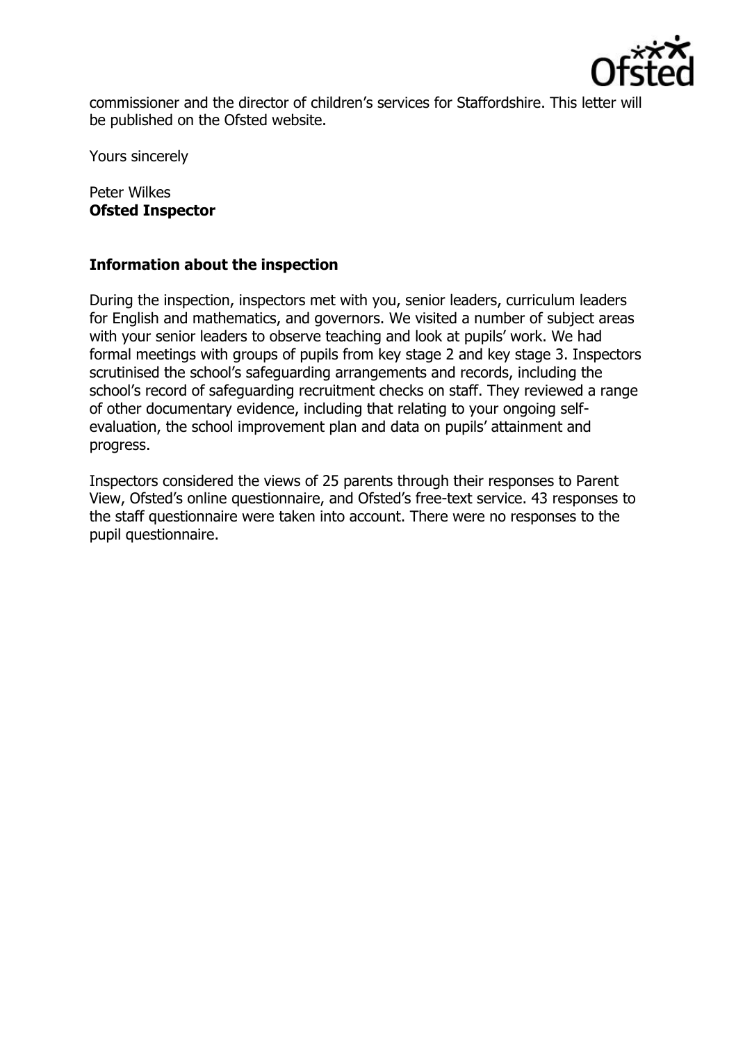commissioner and the director of children's services for Staffordshire. This letter will be published on the Ofsted website.

Yours sincerely

Peter Wilkes
**Ofsted Inspector**

## Information about the inspection

During the inspection, inspectors met with you, senior leaders, curriculum leaders for English and mathematics, and governors. We visited a number of subject areas with your senior leaders to observe teaching and look at pupils' work. We had formal meetings with groups of pupils from key stage 2 and key stage 3. Inspectors scrutinised the school's safeguarding arrangements and records, including the school's record of safeguarding recruitment checks on staff. They reviewed a range of other documentary evidence, including that relating to your ongoing self-evaluation, the school improvement plan and data on pupils' attainment and progress.

Inspectors considered the views of 25 parents through their responses to Parent View, Ofsted's online questionnaire, and Ofsted's free-text service. 43 responses to the staff questionnaire were taken into account. There were no responses to the pupil questionnaire.